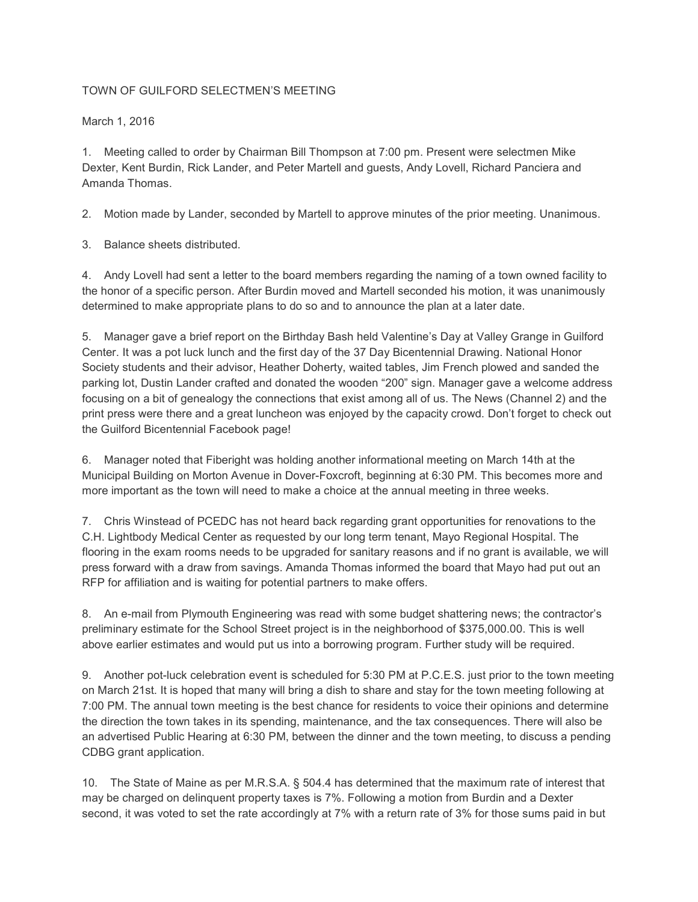TOWN OF GUILFORD SELECTMEN'S MEETING

March 1, 2016

1. Meeting called to order by Chairman Bill Thompson at 7:00 pm. Present were selectmen Mike Dexter, Kent Burdin, Rick Lander, and Peter Martell and guests, Andy Lovell, Richard Panciera and Amanda Thomas.

2. Motion made by Lander, seconded by Martell to approve minutes of the prior meeting. Unanimous.

3. Balance sheets distributed.

4. Andy Lovell had sent a letter to the board members regarding the naming of a town owned facility to the honor of a specific person. After Burdin moved and Martell seconded his motion, it was unanimously determined to make appropriate plans to do so and to announce the plan at a later date.

5. Manager gave a brief report on the Birthday Bash held Valentine's Day at Valley Grange in Guilford Center. It was a pot luck lunch and the first day of the 37 Day Bicentennial Drawing. National Honor Society students and their advisor, Heather Doherty, waited tables, Jim French plowed and sanded the parking lot, Dustin Lander crafted and donated the wooden "200" sign. Manager gave a welcome address focusing on a bit of genealogy the connections that exist among all of us. The News (Channel 2) and the print press were there and a great luncheon was enjoyed by the capacity crowd. Don't forget to check out the Guilford Bicentennial Facebook page!

6. Manager noted that Fiberight was holding another informational meeting on March 14th at the Municipal Building on Morton Avenue in Dover-Foxcroft, beginning at 6:30 PM. This becomes more and more important as the town will need to make a choice at the annual meeting in three weeks.

7. Chris Winstead of PCEDC has not heard back regarding grant opportunities for renovations to the C.H. Lightbody Medical Center as requested by our long term tenant, Mayo Regional Hospital. The flooring in the exam rooms needs to be upgraded for sanitary reasons and if no grant is available, we will press forward with a draw from savings. Amanda Thomas informed the board that Mayo had put out an RFP for affiliation and is waiting for potential partners to make offers.

8. An e-mail from Plymouth Engineering was read with some budget shattering news; the contractor's preliminary estimate for the School Street project is in the neighborhood of $375,000.00. This is well above earlier estimates and would put us into a borrowing program. Further study will be required.

9. Another pot-luck celebration event is scheduled for 5:30 PM at P.C.E.S. just prior to the town meeting on March 21st. It is hoped that many will bring a dish to share and stay for the town meeting following at 7:00 PM. The annual town meeting is the best chance for residents to voice their opinions and determine the direction the town takes in its spending, maintenance, and the tax consequences. There will also be an advertised Public Hearing at 6:30 PM, between the dinner and the town meeting, to discuss a pending CDBG grant application.

10. The State of Maine as per M.R.S.A. § 504.4 has determined that the maximum rate of interest that may be charged on delinquent property taxes is 7%. Following a motion from Burdin and a Dexter second, it was voted to set the rate accordingly at 7% with a return rate of 3% for those sums paid in but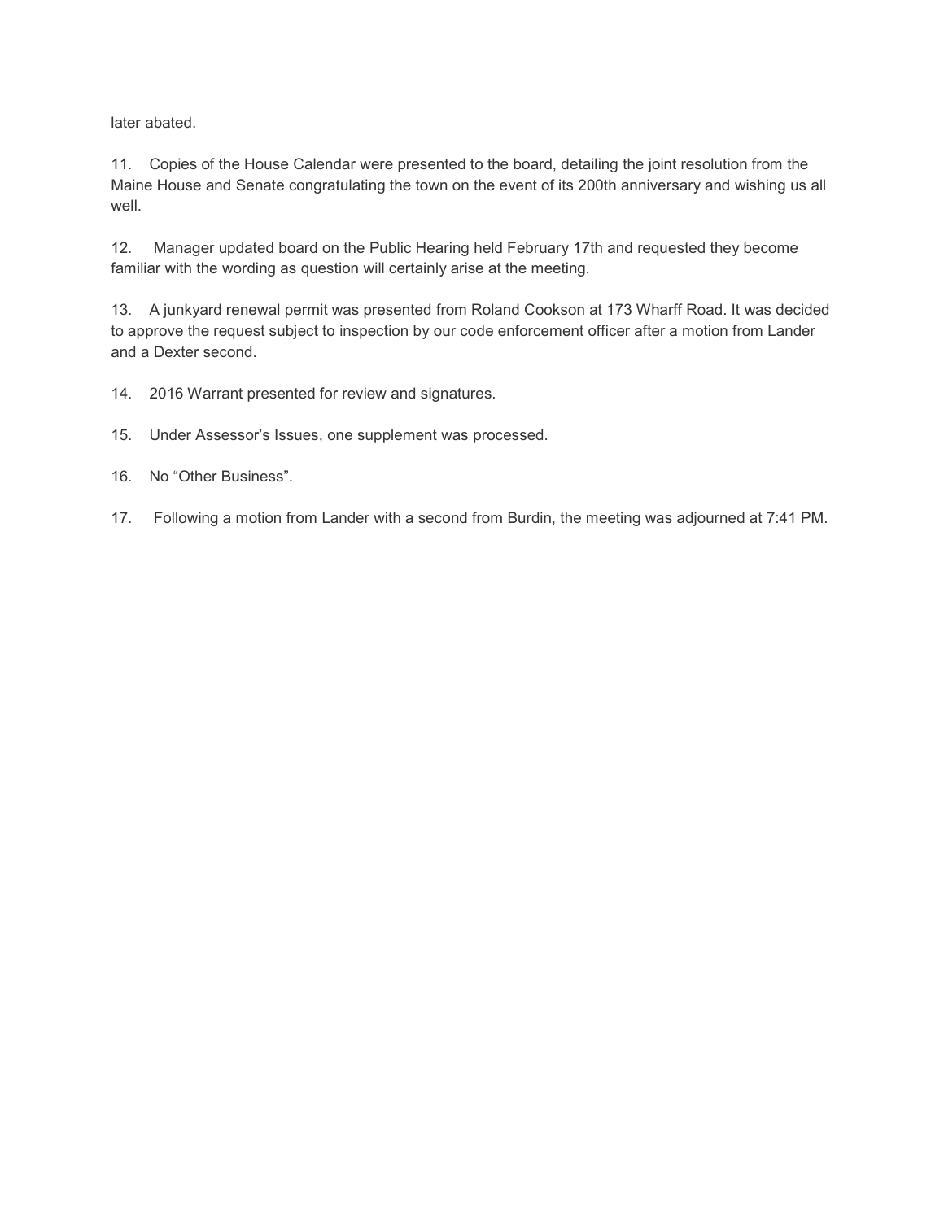later abated.

11. Copies of the House Calendar were presented to the board, detailing the joint resolution from the Maine House and Senate congratulating the town on the event of its 200th anniversary and wishing us all well.

12. Manager updated board on the Public Hearing held February 17th and requested they become familiar with the wording as question will certainly arise at the meeting.

13. A junkyard renewal permit was presented from Roland Cookson at 173 Wharff Road. It was decided to approve the request subject to inspection by our code enforcement officer after a motion from Lander and a Dexter second.

14. 2016 Warrant presented for review and signatures.

15. Under Assessor's Issues, one supplement was processed.

16. No "Other Business".

17. Following a motion from Lander with a second from Burdin, the meeting was adjourned at 7:41 PM.